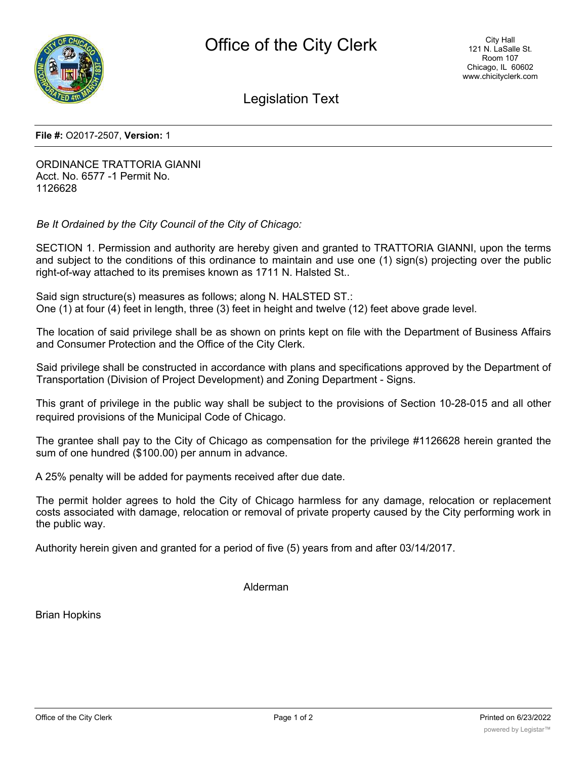# Office of the City Clerk

City Hall
121 N. LaSalle St.
Room 107
Chicago, IL 60602
www.chicityclerk.com

## Legislation Text

**File #:** O2017-2507, **Version:** 1

ORDINANCE TRATTORIA GIANNI
Acct. No. 6577 -1 Permit No.
1126628

*Be It Ordained by the City Council of the City of Chicago:*

SECTION 1. Permission and authority are hereby given and granted to TRATTORIA GIANNI, upon the terms and subject to the conditions of this ordinance to maintain and use one (1) sign(s) projecting over the public right-of-way attached to its premises known as 1711 N. Halsted St..

Said sign structure(s) measures as follows; along N. HALSTED ST.:
One (1) at four (4) feet in length, three (3) feet in height and twelve (12) feet above grade level.

The location of said privilege shall be as shown on prints kept on file with the Department of Business Affairs and Consumer Protection and the Office of the City Clerk.

Said privilege shall be constructed in accordance with plans and specifications approved by the Department of Transportation (Division of Project Development) and Zoning Department - Signs.

This grant of privilege in the public way shall be subject to the provisions of Section 10-28-015 and all other required provisions of the Municipal Code of Chicago.

The grantee shall pay to the City of Chicago as compensation for the privilege #1126628 herein granted the sum of one hundred ($100.00) per annum in advance.

A 25% penalty will be added for payments received after due date.

The permit holder agrees to hold the City of Chicago harmless for any damage, relocation or replacement costs associated with damage, relocation or removal of private property caused by the City performing work in the public way.

Authority herein given and granted for a period of five (5) years from and after 03/14/2017.

Alderman

Brian Hopkins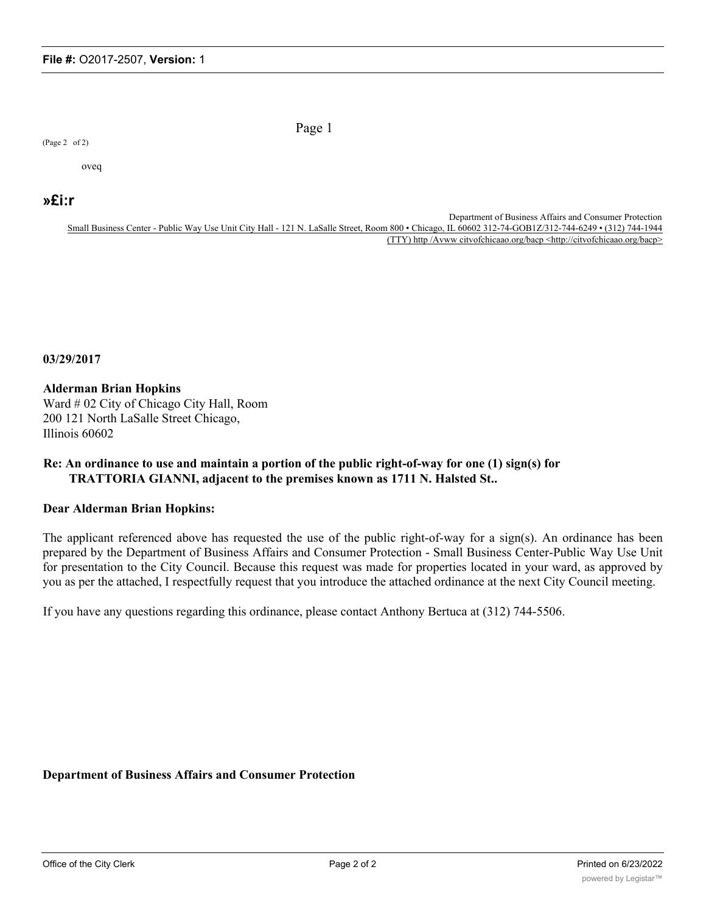Page 1

(Page 2 of 2)

oveq

**»£i:r**

Department of Business Affairs and Consumer Protection
Small Business Center - Public Way Use Unit City Hall - 121 N. LaSalle Street, Room 800 • Chicago, IL 60602 312-74-GOB1Z/312-744-6249 • (312) 744-1944 (TTY) http /Avww citvofchicaao.org/bacp <http://citvofchicaao.org/bacp>

**03/29/2017**

**Alderman Brian Hopkins**
Ward # 02 City of Chicago City Hall, Room 200 121 North LaSalle Street Chicago, Illinois 60602

**Re: An ordinance to use and maintain a portion of the public right-of-way for one (1) sign(s) for TRATTORIA GIANNI, adjacent to the premises known as 1711 N. Halsted St..**

**Dear Alderman Brian Hopkins:**

The applicant referenced above has requested the use of the public right-of-way for a sign(s). An ordinance has been prepared by the Department of Business Affairs and Consumer Protection - Small Business Center-Public Way Use Unit for presentation to the City Council. Because this request was made for properties located in your ward, as approved by you as per the attached, I respectfully request that you introduce the attached ordinance at the next City Council meeting.

If you have any questions regarding this ordinance, please contact Anthony Bertuca at (312) 744-5506.

**Department of Business Affairs and Consumer Protection**